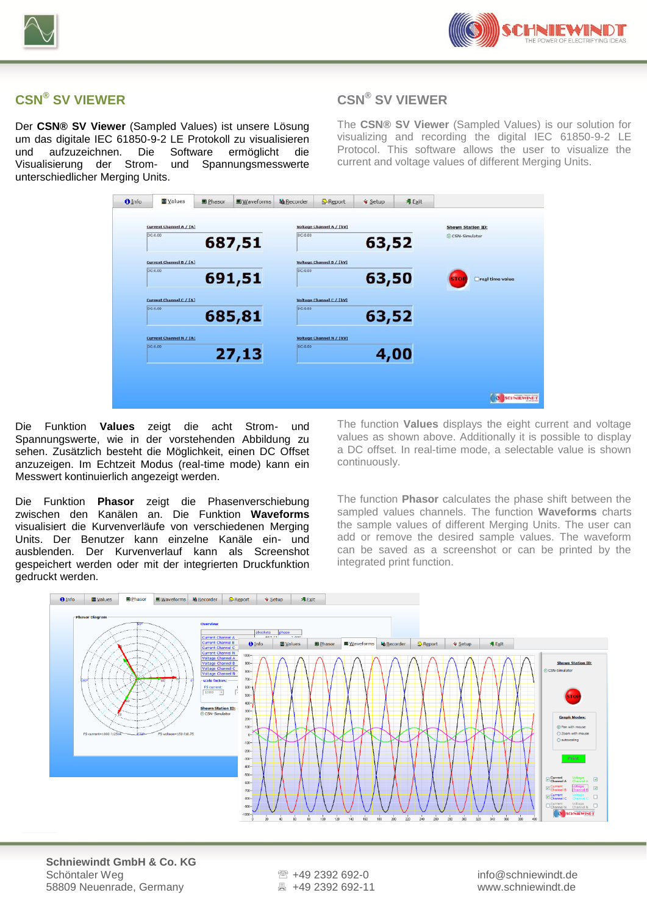## CSN® SV VIEWER

Der **CSN® SV Viewer** (Sampled Values) ist unsere Lösung um das digitale IEC 61850-9-2 LE Protokoll zu visualisieren und aufzuzeichnen. Die Software ermöglicht die Visualisierung der Strom- und Spannungsmesswerte unterschiedlicher Merging Units.

Die Funktion **Values** zeigt die acht Strom- und Spannungswerte, wie in der vorstehenden Abbildung zu sehen. Zusätzlich besteht die Möglichkeit, einen DC Offset anzuzeigen. Im Echtzeit Modus (real-time mode) kann ein Messwert kontinuierlich angezeigt werden.

Die Funktion **Phasor** zeigt die Phasenverschiebung zwischen den Kanälen an. Die Funktion **Waveforms** visualisiert die Kurvenverläufe von verschiedenen Merging Units. Der Benutzer kann einzelne Kanäle ein- und ausblenden. Der Kurvenverlauf kann als Screenshot gespeichert werden oder mit der integrierten Druckfunktion gedruckt werden.

## CSN® SV VIEWER

The **CSN® SV Viewer** (Sampled Values) is our solution for visualizing and recording the digital IEC 61850-9-2 LE Protocol. This software allows the user to visualize the current and voltage values of different Merging Units.

The function **Values** displays the eight current and voltage values as shown above. Additionally it is possible to display a DC offset. In real-time mode, a selectable value is shown continuously.

The function **Phasor** calculates the phase shift between the sampled values channels. The function **Waveforms** charts the sample values of different Merging Units. The user can add or remove the desired sample values. The waveform can be saved as a screenshot or can be printed by the integrated print function.

**Schniewindt GmbH & Co. KG**
Schöntaler Weg
58809 Neuenrade, Germany

+49 2392 692-0
+49 2392 692-11

info@schniewindt.de
www.schniewindt.de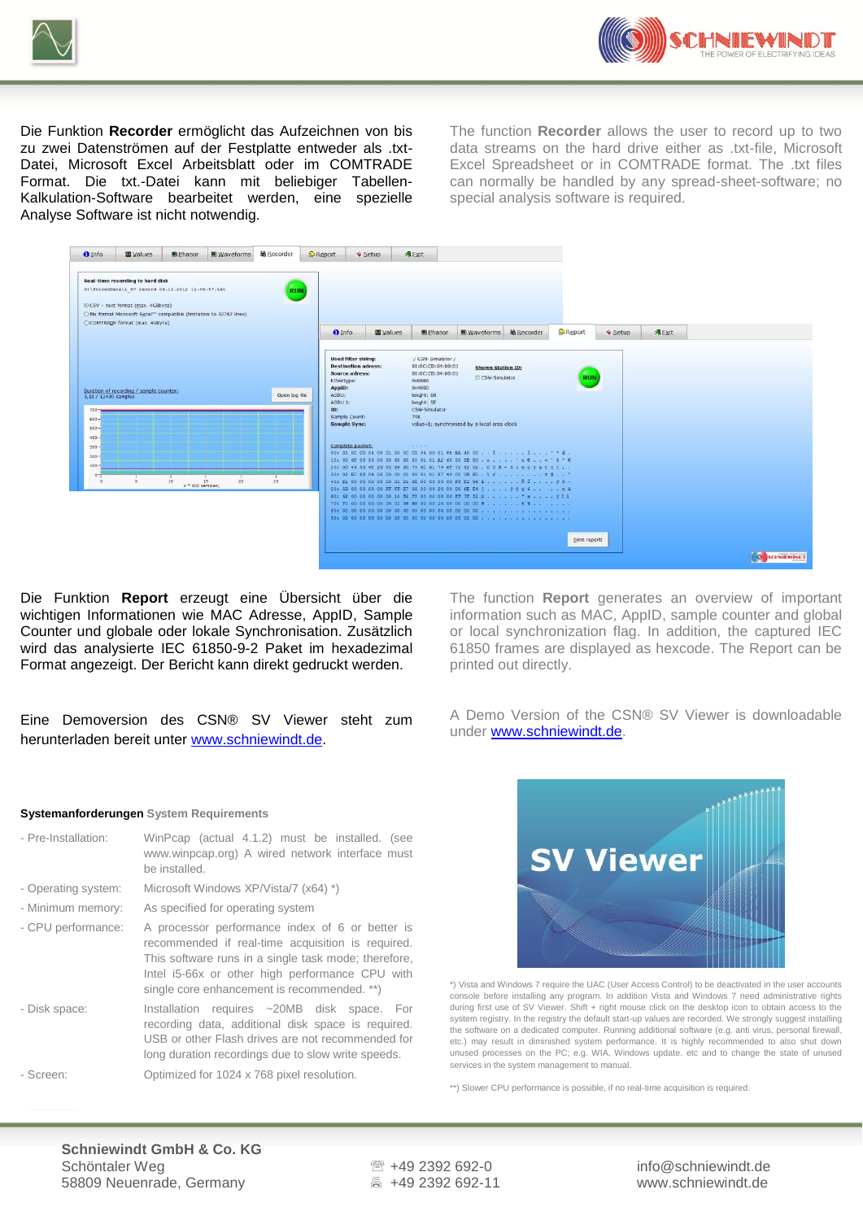Die Funktion **Recorder** ermöglicht das Aufzeichnen von bis zu zwei Datenströmen auf der Festplatte entweder als .txt-Datei, Microsoft Excel Arbeitsblatt oder im COMTRADE Format. Die txt.-Datei kann mit beliebiger Tabellen-Kalkulation-Software bearbeitet werden, eine spezielle Analyse Software ist nicht notwendig.

The function **Recorder** allows the user to record up to two data streams on the hard drive either as .txt-file, Microsoft Excel Spreadsheet or in COMTRADE format. The .txt files can normally be handled by any spread-sheet-software; no special analysis software is required.

Die Funktion **Report** erzeugt eine Übersicht über die wichtigen Informationen wie MAC Adresse, AppID, Sample Counter und globale oder lokale Synchronisation. Zusätzlich wird das analysierte IEC 61850-9-2 Paket im hexadezimal Format angezeigt. Der Bericht kann direkt gedruckt werden.

The function **Report** generates an overview of important information such as MAC, AppID, sample counter and global or local synchronization flag. In addition, the captured IEC 61850 frames are displayed as hexcode. The Report can be printed out directly.

Eine Demoversion des CSN® SV Viewer steht zum herunterladen bereit unter [www.schniewindt.de](http://www.schniewindt.de).

A Demo Version of the CSN® SV Viewer is downloadable under [www.schniewindt.de](http://www.schniewindt.de).

**Systemanforderungen** System Requirements

| | |
|---|---|
| - Pre-Installation: | WinPcap (actual 4.1.2) must be installed. (see www.winpcap.org) A wired network interface must be installed. |
| - Operating system: | Microsoft Windows XP/Vista/7 (x64) *) |
| - Minimum memory: | As specified for operating system |
| - CPU performance: | A processor performance index of 6 or better is recommended if real-time acquisition is required. This software runs in a single task mode; therefore, Intel i5-66x or other high performance CPU with single core enhancement is recommended. **) |
| - Disk space: | Installation requires ~20MB disk space. For recording data, additional disk space is required. USB or other Flash drives are not recommended for long duration recordings due to slow write speeds. |
| - Screen: | Optimized for 1024 x 768 pixel resolution. |

*) Vista and Windows 7 require the UAC (User Access Control) to be deactivated in the user accounts console before installing any program. In addition Vista and Windows 7 need administrative rights during first use of SV Viewer. Shift + right mouse click on the desktop icon to obtain access to the system registry. In the registry the default start-up values are recorded. We strongly suggest installing the software on a dedicated computer. Running additional software (e.g. anti virus, personal firewall, etc.) may result in diminished system performance. It is highly recommended to also shut down unused processes on the PC; e.g. WIA, Windows update. etc and to change the state of unused services in the system management to manual.

**) Slower CPU performance is possible, if no real-time acquisition is required.

**Schniewindt GmbH & Co. KG**
Schöntaler Weg
58809 Neuenrade, Germany

☏ +49 2392 692-0
🖷 +49 2392 692-11

info@schniewindt.de
www.schniewindt.de